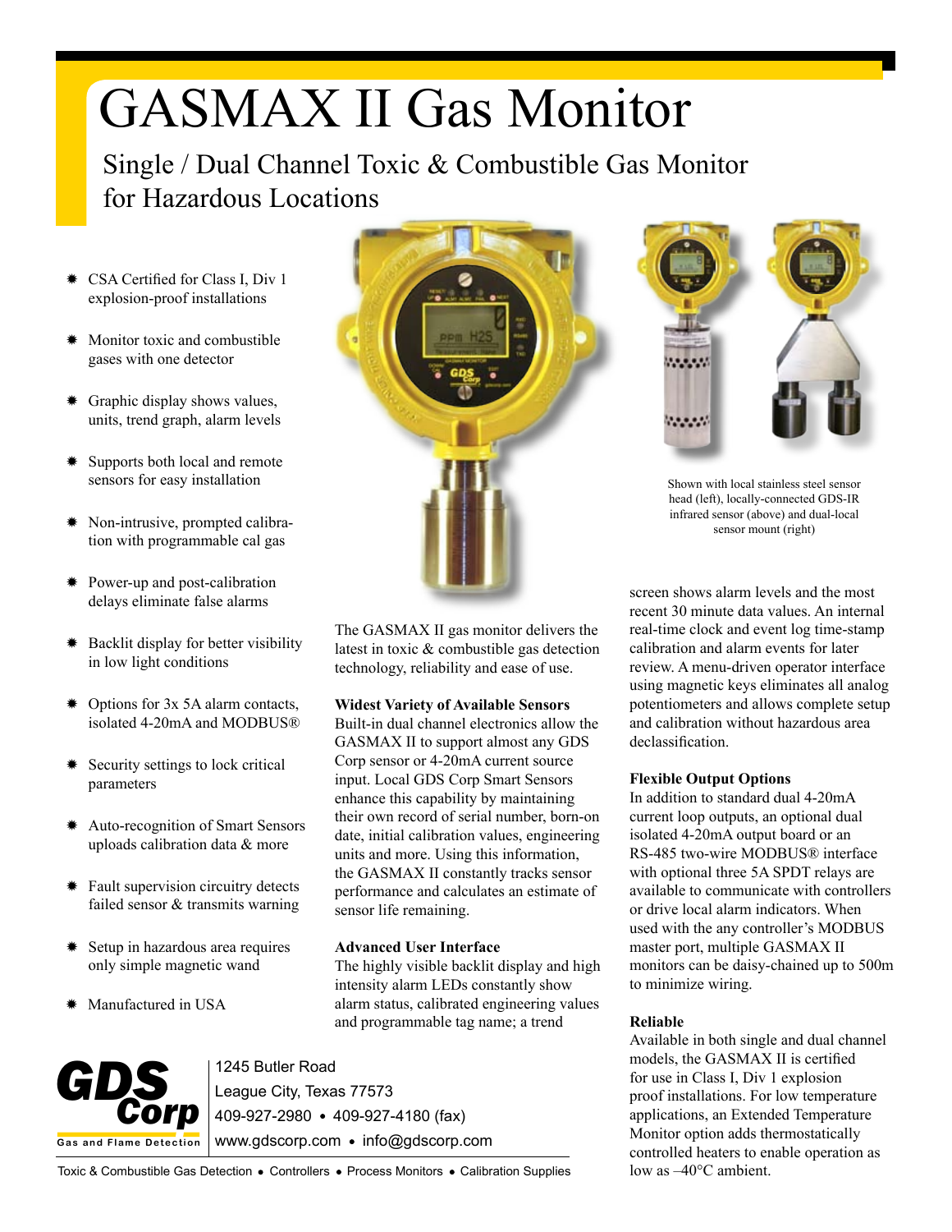# GASMAX II Gas Monitor

## Single / Dual Channel Toxic & Combustible Gas Monitor for Hazardous Locations

- CSA Certified for Class I, Div 1 explosion-proof installations
- Monitor toxic and combustible gases with one detector
- Graphic display shows values, units, trend graph, alarm levels
- Supports both local and remote sensors for easy installation
- Non-intrusive, prompted calibration with programmable cal gas
- Power-up and post-calibration delays eliminate false alarms
- Backlit display for better visibility in low light conditions
- Options for 3x 5A alarm contacts, isolated 4-20mA and MODBUS®
- Security settings to lock critical parameters
- Auto-recognition of Smart Sensors uploads calibration data & more
- Fault supervision circuitry detects failed sensor & transmits warning
- Setup in hazardous area requires only simple magnetic wand
- Manufactured in USA

Shown with local stainless steel sensor head (left), locally-connected GDS-IR infrared sensor (above) and dual-local sensor mount (right)

The GASMAX II gas monitor delivers the latest in toxic & combustible gas detection technology, reliability and ease of use.

**Widest Variety of Available Sensors**
Built-in dual channel electronics allow the GASMAX II to support almost any GDS Corp sensor or 4-20mA current source input. Local GDS Corp Smart Sensors enhance this capability by maintaining their own record of serial number, born-on date, initial calibration values, engineering units and more. Using this information, the GASMAX II constantly tracks sensor performance and calculates an estimate of sensor life remaining.

**Advanced User Interface**
The highly visible backlit display and high intensity alarm LEDs constantly show alarm status, calibrated engineering values and programmable tag name; a trend screen shows alarm levels and the most recent 30 minute data values. An internal real-time clock and event log time-stamp calibration and alarm events for later review. A menu-driven operator interface using magnetic keys eliminates all analog potentiometers and allows complete setup and calibration without hazardous area declassification.

**Flexible Output Options**
In addition to standard dual 4-20mA current loop outputs, an optional dual isolated 4-20mA output board or an RS-485 two-wire MODBUS® interface with optional three 5A SPDT relays are available to communicate with controllers or drive local alarm indicators. When used with the any controller's MODBUS master port, multiple GASMAX II monitors can be daisy-chained up to 500m to minimize wiring.

**Reliable**
Available in both single and dual channel models, the GASMAX II is certified for use in Class I, Div 1 explosion proof installations. For low temperature applications, an Extended Temperature Monitor option adds thermostatically controlled heaters to enable operation as low as –40°C ambient.

GDS Corp
Gas and Flame Detection

1245 Butler Road
League City, Texas 77573
409-927-2980 • 409-927-4180 (fax)
www.gdscorp.com • info@gdscorp.com

Toxic & Combustible Gas Detection • Controllers • Process Monitors • Calibration Supplies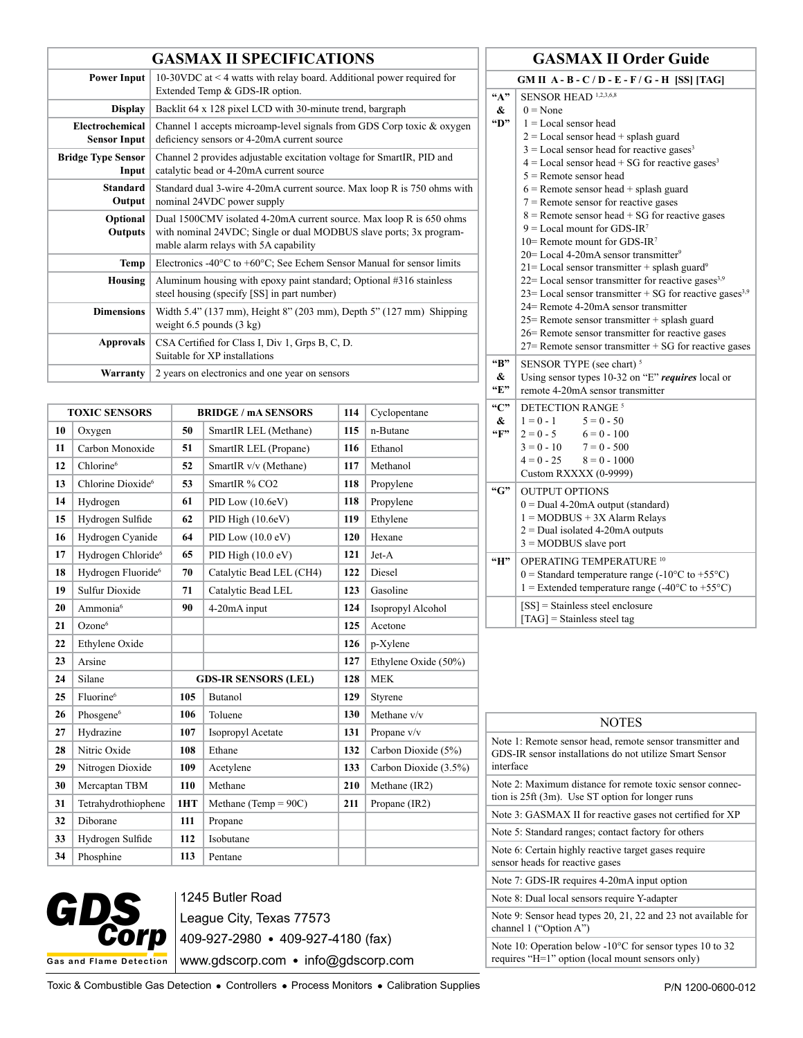# GASMAX II SPECIFICATIONS

| | |
|---|---|
| **Power Input** | 10-30VDC at < 4 watts with relay board. Additional power required for Extended Temp & GDS-IR option. |
| **Display** | Backlit 64 x 128 pixel LCD with 30-minute trend, bargraph |
| **Electrochemical Sensor Input** | Channel 1 accepts microamp-level signals from GDS Corp toxic & oxygen deficiency sensors or 4-20mA current source |
| **Bridge Type Sensor Input** | Channel 2 provides adjustable excitation voltage for SmartIR, PID and catalytic bead or 4-20mA current source |
| **Standard Output** | Standard dual 3-wire 4-20mA current source. Max loop R is 750 ohms with nominal 24VDC power supply |
| **Optional Outputs** | Dual 1500CMV isolated 4-20mA current source. Max loop R is 650 ohms with nominal 24VDC; Single or dual MODBUS slave ports; 3x programmable alarm relays with 5A capability |
| **Temp** | Electronics -40°C to +60°C; See Echem Sensor Manual for sensor limits |
| **Housing** | Aluminum housing with epoxy paint standard; Optional #316 stainless steel housing (specify [SS] in part number) |
| **Dimensions** | Width 5.4" (137 mm), Height 8" (203 mm), Depth 5" (127 mm) Shipping weight 6.5 pounds (3 kg) |
| **Approvals** | CSA Certified for Class I, Div 1, Grps B, C, D. Suitable for XP installations |
| **Warranty** | 2 years on electronics and one year on sensors |

| TOXIC SENSORS | | BRIDGE / mA SENSORS | | | |
|---|---|---|---|---|---|
| 10 | Oxygen | 50 | SmartIR LEL (Methane) | 114 | Cyclopentane |
| 11 | Carbon Monoxide | 51 | SmartIR LEL (Propane) | 115 | n-Butane |
| 12 | Chlorine[6] | 52 | SmartIR v/v (Methane) | 116 | Ethanol |
| 13 | Chlorine Dioxide[6] | 53 | SmartIR % CO2 | 117 | Methanol |
| 14 | Hydrogen | 61 | PID Low (10.6eV) | 118 | Propylene |
| 15 | Hydrogen Sulfide | 62 | PID High (10.6eV) | 118 | Propylene |
| 16 | Hydrogen Cyanide | 64 | PID Low (10.0 eV) | 119 | Ethylene |
| 17 | Hydrogen Chloride[6] | 65 | PID High (10.0 eV) | 120 | Hexane |
| 18 | Hydrogen Fluoride[6] | 70 | Catalytic Bead LEL (CH4) | 121 | Jet-A |
| 19 | Sulfur Dioxide | 71 | Catalytic Bead LEL | 122 | Diesel |
| 20 | Ammonia[6] | 90 | 4-20mA input | 123 | Gasoline |
| 21 | Ozone[6] | | | 124 | Isopropyl Alcohol |
| 22 | Ethylene Oxide | | | 125 | Acetone |
| 23 | Arsine | | | 126 | p-Xylene |
| 24 | Silane | **GDS-IR SENSORS (LEL)** | | 127 | Ethylene Oxide (50%) |
| 25 | Fluorine[6] | 105 | Butanol | 128 | MEK |
| 26 | Phosgene[6] | 106 | Toluene | 129 | Styrene |
| 27 | Hydrazine | 107 | Isopropyl Acetate | 130 | Methane v/v |
| 28 | Nitric Oxide | 108 | Ethane | 131 | Propane v/v |
| 29 | Nitrogen Dioxide | 109 | Acetylene | 132 | Carbon Dioxide (5%) |
| 30 | Mercaptan TBM | 110 | Methane | 133 | Carbon Dioxide (3.5%) |
| 31 | Tetrahydrothiophene | 1HT | Methane (Temp = 90C) | 210 | Methane (IR2) |
| 32 | Diborane | 111 | Propane | 211 | Propane (IR2) |
| 33 | Hydrogen Sulfide | 112 | Isobutane | | |
| 34 | Phosphine | 113 | Pentane | | |

**GDS Corp** Gas and Flame Detection

1245 Butler Road
League City, Texas 77573
409-927-2980 • 409-927-4180 (fax)
www.gdscorp.com • info@gdscorp.com

Toxic & Combustible Gas Detection • Controllers • Process Monitors • Calibration Supplies

# GASMAX II Order Guide

**GM II A - B - C / D - E - F / G - H [SS] [TAG]**

| | |
|---|---|
| "A" & "D" | SENSOR HEAD [1,2,3,6,8]<br>0 = None<br>1 = Local sensor head<br>2 = Local sensor head + splash guard<br>3 = Local sensor head for reactive gases[3]<br>4 = Local sensor head + SG for reactive gases[3]<br>5 = Remote sensor head<br>6 = Remote sensor head + splash guard<br>7 = Remote sensor for reactive gases<br>8 = Remote sensor head + SG for reactive gases<br>9 = Local mount for GDS-IR[7]<br>10= Remote mount for GDS-IR[7]<br>20= Local 4-20mA sensor transmitter[9]<br>21= Local sensor transmitter + splash guard[9]<br>22= Local sensor transmitter for reactive gases[3,9]<br>23= Local sensor transmitter + SG for reactive gases[3,9]<br>24= Remote 4-20mA sensor transmitter<br>25= Remote sensor transmitter + splash guard<br>26= Remote sensor transmitter for reactive gases<br>27= Remote sensor transmitter + SG for reactive gases |
| "B" & "E" | SENSOR TYPE (see chart) [5]<br>Using sensor types 10-32 on "E" ***requires*** local or remote 4-20mA sensor transmitter |
| "C" & "F" | DETECTION RANGE [5]<br>1 = 0 - 1 &nbsp;&nbsp; 5 = 0 - 50<br>2 = 0 - 5 &nbsp;&nbsp; 6 = 0 - 100<br>3 = 0 - 10 &nbsp;&nbsp; 7 = 0 - 500<br>4 = 0 - 25 &nbsp;&nbsp; 8 = 0 - 1000<br>Custom RXXXX (0-9999) |
| "G" | OUTPUT OPTIONS<br>0 = Dual 4-20mA output (standard)<br>1 = MODBUS + 3X Alarm Relays<br>2 = Dual isolated 4-20mA outputs<br>3 = MODBUS slave port |
| "H" | OPERATING TEMPERATURE [10]<br>0 = Standard temperature range (-10°C to +55°C)<br>1 = Extended temperature range (-40°C to +55°C) |
| | [SS] = Stainless steel enclosure<br>[TAG] = Stainless steel tag |

## NOTES

Note 1: Remote sensor head, remote sensor transmitter and GDS-IR sensor installations do not utilize Smart Sensor interface

Note 2: Maximum distance for remote toxic sensor connection is 25ft (3m). Use ST option for longer runs

Note 3: GASMAX II for reactive gases not certified for XP

Note 5: Standard ranges; contact factory for others

Note 6: Certain highly reactive target gases require sensor heads for reactive gases

Note 7: GDS-IR requires 4-20mA input option

Note 8: Dual local sensors require Y-adapter

Note 9: Sensor head types 20, 21, 22 and 23 not available for channel 1 ("Option A")

Note 10: Operation below -10°C for sensor types 10 to 32 requires "H=1" option (local mount sensors only)

P/N 1200-0600-012